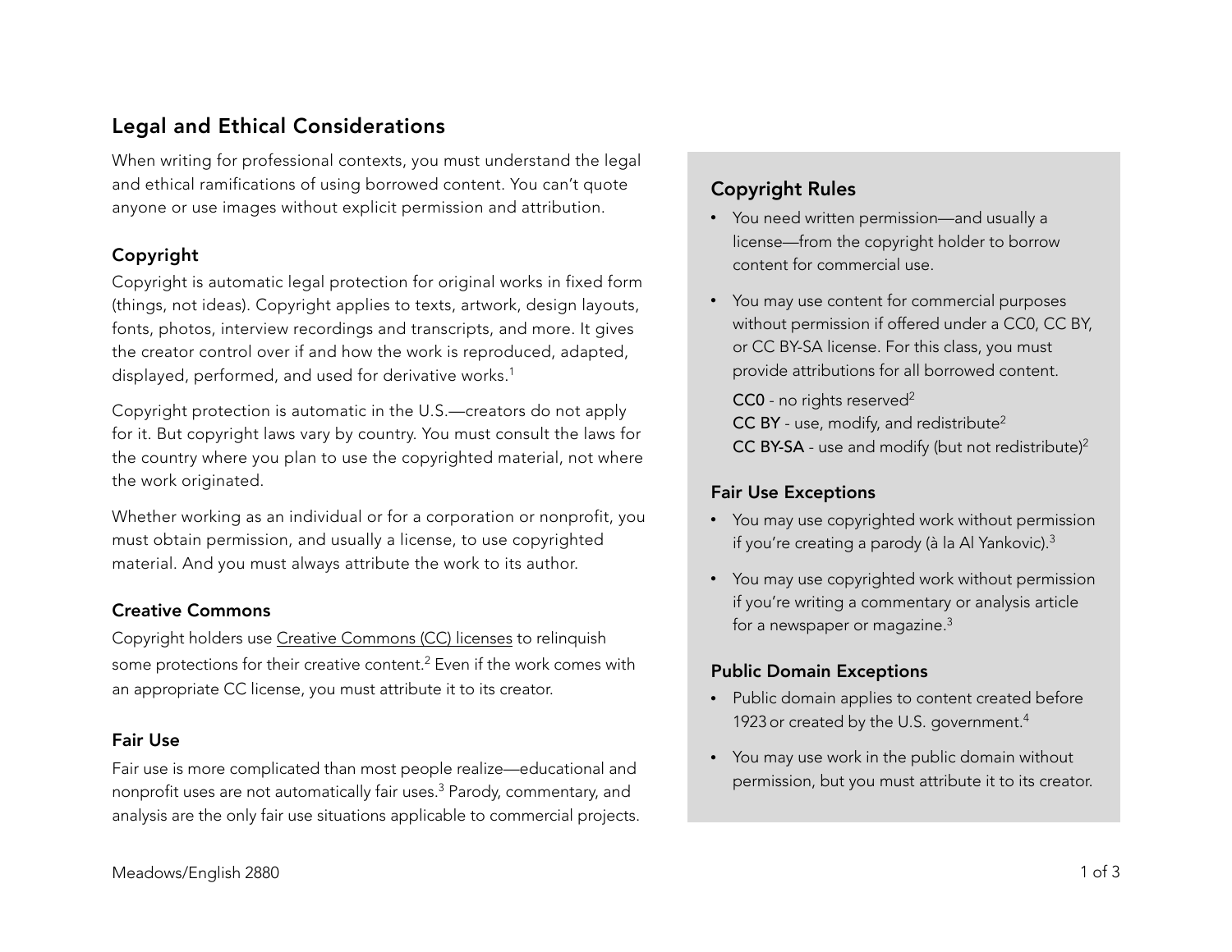## Legal and Ethical Considerations

When writing for professional contexts, you must understand the legal and ethical ramifications of using borrowed content. You can't quote anyone or use images without explicit permission and attribution.

### Copyright

Copyright is automatic legal protection for original works in fixed form (things, not ideas). Copyright applies to texts, artwork, design layouts, fonts, photos, interview recordings and transcripts, and more. It gives the creator control over if and how the work is reproduced, adapted, displayed, performed, and used for derivative works.[1]

Copyright protection is automatic in the U.S.—creators do not apply for it. But copyright laws vary by country. You must consult the laws for the country where you plan to use the copyrighted material, not where the work originated.

Whether working as an individual or for a corporation or nonprofit, you must obtain permission, and usually a license, to use copyrighted material. And you must always attribute the work to its author.

### Creative Commons

Copyright holders use Creative Commons (CC) licenses to relinquish some protections for their creative content.[2] Even if the work comes with an appropriate CC license, you must attribute it to its creator.

### Fair Use

Fair use is more complicated than most people realize—educational and nonprofit uses are not automatically fair uses.[3] Parody, commentary, and analysis are the only fair use situations applicable to commercial projects.

### Copyright Rules

- You need written permission—and usually a license—from the copyright holder to borrow content for commercial use.
- You may use content for commercial purposes without permission if offered under a CC0, CC BY, or CC BY-SA license. For this class, you must provide attributions for all borrowed content.

  **CC0** - no rights reserved[2]
  **CC BY** - use, modify, and redistribute[2]
  **CC BY-SA** - use and modify (but not redistribute)[2]

### Fair Use Exceptions

- You may use copyrighted work without permission if you're creating a parody (à la Al Yankovic).[3]
- You may use copyrighted work without permission if you're writing a commentary or analysis article for a newspaper or magazine.[3]

### Public Domain Exceptions

- Public domain applies to content created before 1923 or created by the U.S. government.[4]
- You may use work in the public domain without permission, but you must attribute it to its creator.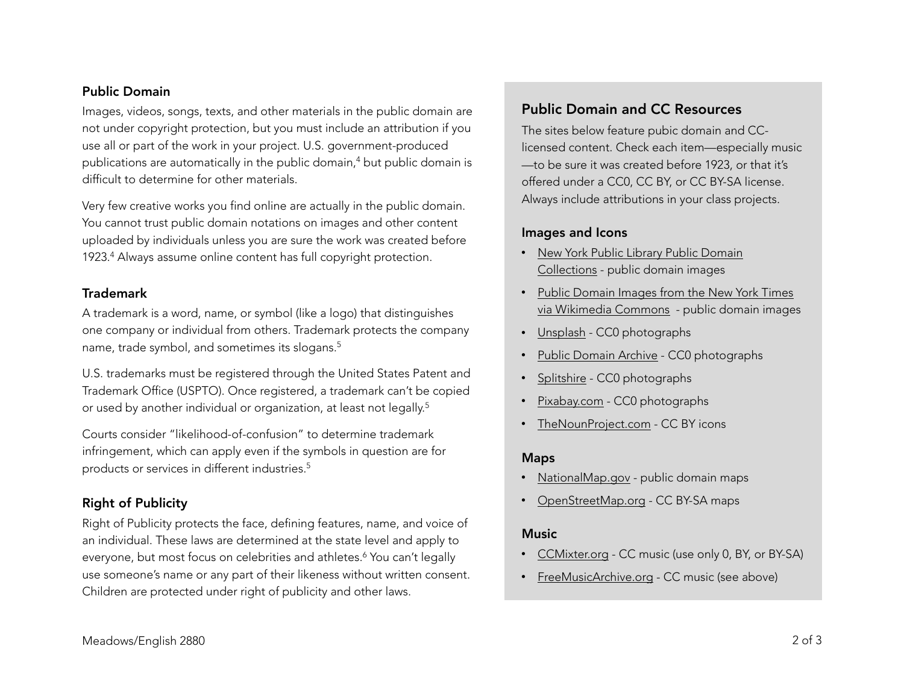## Public Domain

Images, videos, songs, texts, and other materials in the public domain are not under copyright protection, but you must include an attribution if you use all or part of the work in your project. U.S. government-produced publications are automatically in the public domain,[4] but public domain is difficult to determine for other materials.

Very few creative works you find online are actually in the public domain. You cannot trust public domain notations on images and other content uploaded by individuals unless you are sure the work was created before 1923.[4] Always assume online content has full copyright protection.

## Trademark

A trademark is a word, name, or symbol (like a logo) that distinguishes one company or individual from others. Trademark protects the company name, trade symbol, and sometimes its slogans.[5]

U.S. trademarks must be registered through the United States Patent and Trademark Office (USPTO). Once registered, a trademark can't be copied or used by another individual or organization, at least not legally.[5]

Courts consider "likelihood-of-confusion" to determine trademark infringement, which can apply even if the symbols in question are for products or services in different industries.[5]

## Right of Publicity

Right of Publicity protects the face, defining features, name, and voice of an individual. These laws are determined at the state level and apply to everyone, but most focus on celebrities and athletes.[6] You can't legally use someone's name or any part of their likeness without written consent. Children are protected under right of publicity and other laws.

## Public Domain and CC Resources

The sites below feature pubic domain and CC-licensed content. Check each item—especially music—to be sure it was created before 1923, or that it's offered under a CC0, CC BY, or CC BY-SA license. Always include attributions in your class projects.

### Images and Icons

- New York Public Library Public Domain Collections - public domain images
- Public Domain Images from the New York Times via Wikimedia Commons - public domain images
- Unsplash - CC0 photographs
- Public Domain Archive - CC0 photographs
- Splitshire - CC0 photographs
- Pixabay.com - CC0 photographs
- TheNounProject.com - CC BY icons

### Maps

- NationalMap.gov - public domain maps
- OpenStreetMap.org - CC BY-SA maps

### Music

- CCMixter.org - CC music (use only 0, BY, or BY-SA)
- FreeMusicArchive.org - CC music (see above)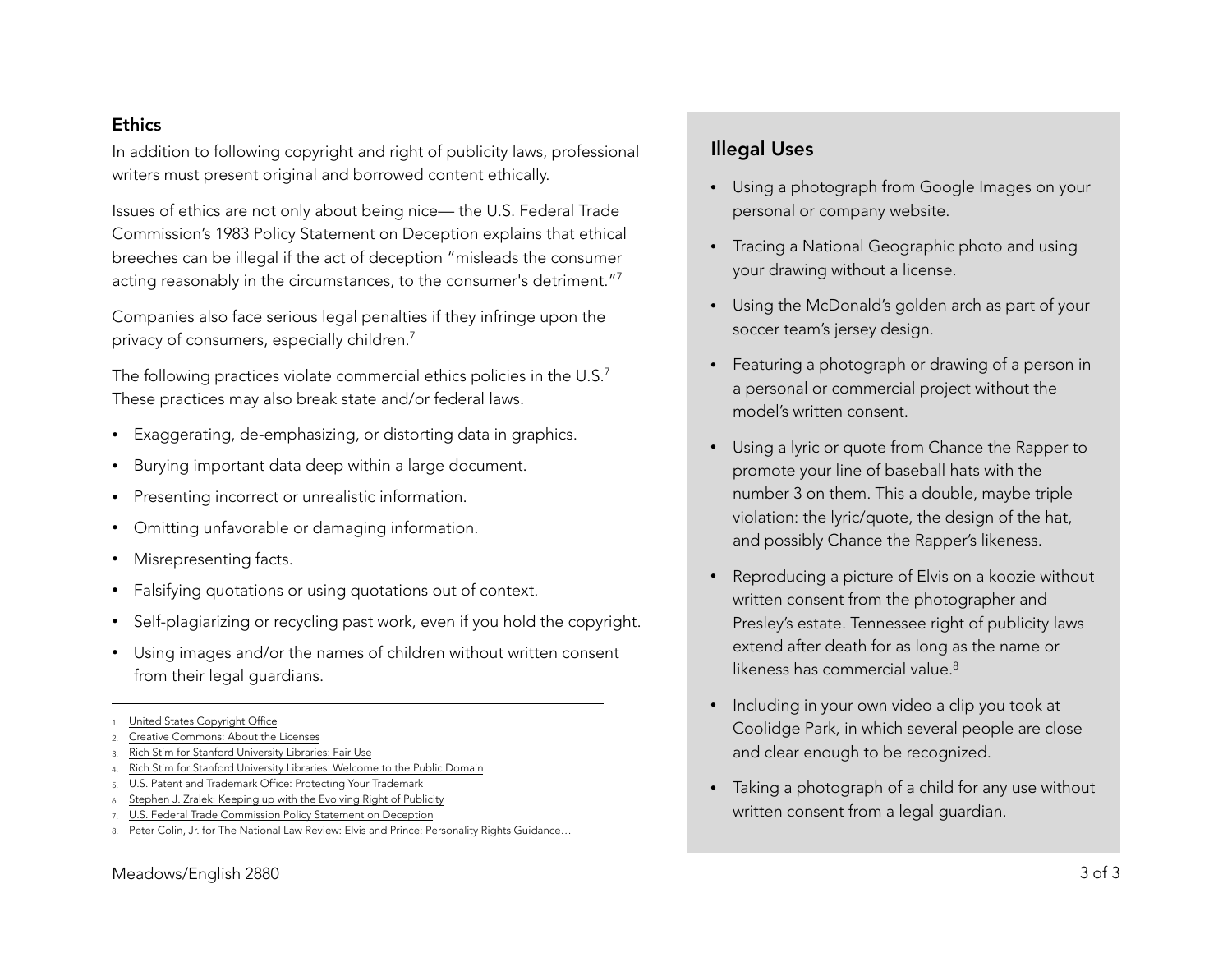## Ethics

In addition to following copyright and right of publicity laws, professional writers must present original and borrowed content ethically.

Issues of ethics are not only about being nice— the U.S. Federal Trade Commission's 1983 Policy Statement on Deception explains that ethical breeches can be illegal if the act of deception "misleads the consumer acting reasonably in the circumstances, to the consumer's detriment."[7]

Companies also face serious legal penalties if they infringe upon the privacy of consumers, especially children.[7]

The following practices violate commercial ethics policies in the U.S.[7] These practices may also break state and/or federal laws.

- Exaggerating, de-emphasizing, or distorting data in graphics.
- Burying important data deep within a large document.
- Presenting incorrect or unrealistic information.
- Omitting unfavorable or damaging information.
- Misrepresenting facts.
- Falsifying quotations or using quotations out of context.
- Self-plagiarizing or recycling past work, even if you hold the copyright.
- Using images and/or the names of children without written consent from their legal guardians.

## Illegal Uses

- Using a photograph from Google Images on your personal or company website.
- Tracing a National Geographic photo and using your drawing without a license.
- Using the McDonald's golden arch as part of your soccer team's jersey design.
- Featuring a photograph or drawing of a person in a personal or commercial project without the model's written consent.
- Using a lyric or quote from Chance the Rapper to promote your line of baseball hats with the number 3 on them. This a double, maybe triple violation: the lyric/quote, the design of the hat, and possibly Chance the Rapper's likeness.
- Reproducing a picture of Elvis on a koozie without written consent from the photographer and Presley's estate. Tennessee right of publicity laws extend after death for as long as the name or likeness has commercial value.[8]
- Including in your own video a clip you took at Coolidge Park, in which several people are close and clear enough to be recognized.
- Taking a photograph of a child for any use without written consent from a legal guardian.

---

1. United States Copyright Office
2. Creative Commons: About the Licenses
3. Rich Stim for Stanford University Libraries: Fair Use
4. Rich Stim for Stanford University Libraries: Welcome to the Public Domain
5. U.S. Patent and Trademark Office: Protecting Your Trademark
6. Stephen J. Zralek: Keeping up with the Evolving Right of Publicity
7. U.S. Federal Trade Commission Policy Statement on Deception
8. Peter Colin, Jr. for The National Law Review: Elvis and Prince: Personality Rights Guidance…